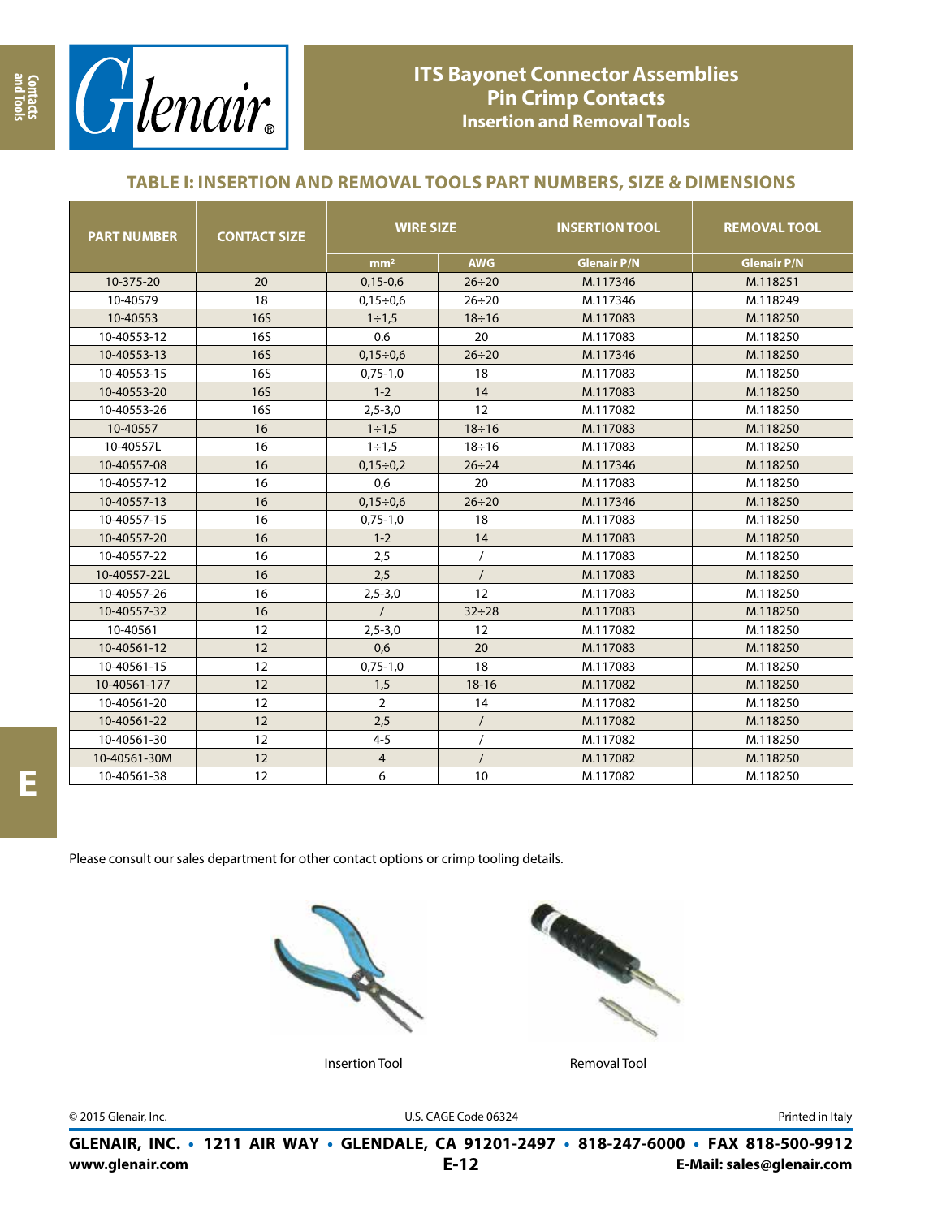# ITS Bayonet Connector Assemblies
## Pin Crimp Contacts
### Insertion and Removal Tools

## TABLE I: INSERTION AND REMOVAL TOOLS PART NUMBERS, SIZE & DIMENSIONS

| PART NUMBER | CONTACT SIZE | WIRE SIZE | | INSERTION TOOL | REMOVAL TOOL |
|---|---|---|---|---|---|
| | | mm² | AWG | Glenair P/N | Glenair P/N |
| 10-375-20 | 20 | 0,15-0,6 | 26÷20 | M.117346 | M.118251 |
| 10-40579 | 18 | 0,15÷0,6 | 26÷20 | M.117346 | M.118249 |
| 10-40553 | 16S | 1÷1,5 | 18÷16 | M.117083 | M.118250 |
| 10-40553-12 | 16S | 0.6 | 20 | M.117083 | M.118250 |
| 10-40553-13 | 16S | 0,15÷0,6 | 26÷20 | M.117346 | M.118250 |
| 10-40553-15 | 16S | 0,75-1,0 | 18 | M.117083 | M.118250 |
| 10-40553-20 | 16S | 1-2 | 14 | M.117083 | M.118250 |
| 10-40553-26 | 16S | 2,5-3,0 | 12 | M.117082 | M.118250 |
| 10-40557 | 16 | 1÷1,5 | 18÷16 | M.117083 | M.118250 |
| 10-40557L | 16 | 1÷1,5 | 18÷16 | M.117083 | M.118250 |
| 10-40557-08 | 16 | 0,15÷0,2 | 26÷24 | M.117346 | M.118250 |
| 10-40557-12 | 16 | 0,6 | 20 | M.117083 | M.118250 |
| 10-40557-13 | 16 | 0,15÷0,6 | 26÷20 | M.117346 | M.118250 |
| 10-40557-15 | 16 | 0,75-1,0 | 18 | M.117083 | M.118250 |
| 10-40557-20 | 16 | 1-2 | 14 | M.117083 | M.118250 |
| 10-40557-22 | 16 | 2,5 | / | M.117083 | M.118250 |
| 10-40557-22L | 16 | 2,5 | / | M.117083 | M.118250 |
| 10-40557-26 | 16 | 2,5-3,0 | 12 | M.117083 | M.118250 |
| 10-40557-32 | 16 | / | 32÷28 | M.117083 | M.118250 |
| 10-40561 | 12 | 2,5-3,0 | 12 | M.117082 | M.118250 |
| 10-40561-12 | 12 | 0,6 | 20 | M.117083 | M.118250 |
| 10-40561-15 | 12 | 0,75-1,0 | 18 | M.117083 | M.118250 |
| 10-40561-177 | 12 | 1,5 | 18-16 | M.117082 | M.118250 |
| 10-40561-20 | 12 | 2 | 14 | M.117082 | M.118250 |
| 10-40561-22 | 12 | 2,5 | / | M.117082 | M.118250 |
| 10-40561-30 | 12 | 4-5 | / | M.117082 | M.118250 |
| 10-40561-30M | 12 | 4 | / | M.117082 | M.118250 |
| 10-40561-38 | 12 | 6 | 10 | M.117082 | M.118250 |

Please consult our sales department for other contact options or crimp tooling details.

Insertion Tool

Removal Tool

© 2015 Glenair, Inc. U.S. CAGE Code 06324 Printed in Italy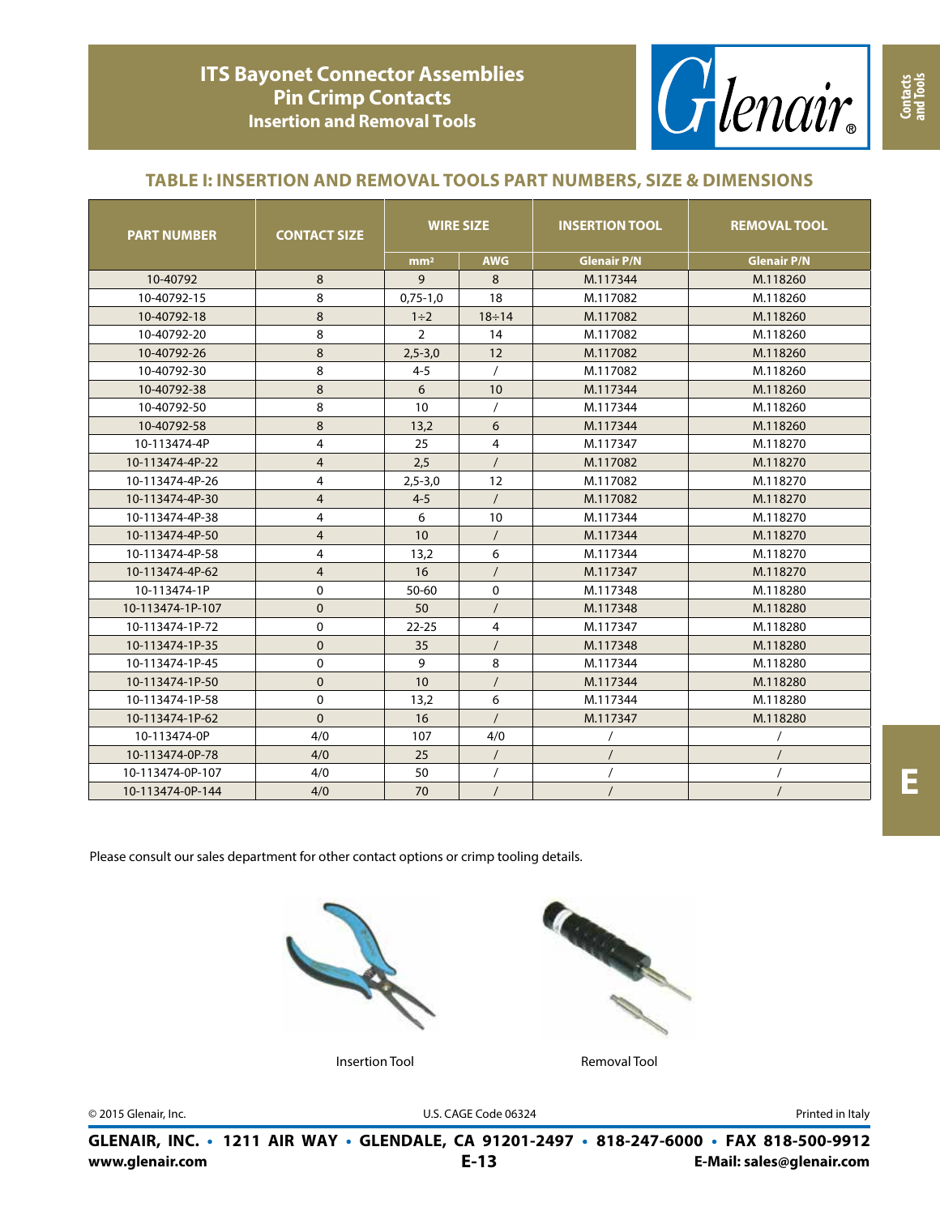# ITS Bayonet Connector Assemblies
## Pin Crimp Contacts
### Insertion and Removal Tools

## TABLE I: INSERTION AND REMOVAL TOOLS PART NUMBERS, SIZE & DIMENSIONS

| PART NUMBER | CONTACT SIZE | WIRE SIZE | | INSERTION TOOL | REMOVAL TOOL |
|---|---|---|---|---|---|
| | | mm² | AWG | Glenair P/N | Glenair P/N |
| 10-40792 | 8 | 9 | 8 | M.117344 | M.118260 |
| 10-40792-15 | 8 | 0,75-1,0 | 18 | M.117082 | M.118260 |
| 10-40792-18 | 8 | 1÷2 | 18÷14 | M.117082 | M.118260 |
| 10-40792-20 | 8 | 2 | 14 | M.117082 | M.118260 |
| 10-40792-26 | 8 | 2,5-3,0 | 12 | M.117082 | M.118260 |
| 10-40792-30 | 8 | 4-5 | / | M.117082 | M.118260 |
| 10-40792-38 | 8 | 6 | 10 | M.117344 | M.118260 |
| 10-40792-50 | 8 | 10 | / | M.117344 | M.118260 |
| 10-40792-58 | 8 | 13,2 | 6 | M.117344 | M.118260 |
| 10-113474-4P | 4 | 25 | 4 | M.117347 | M.118270 |
| 10-113474-4P-22 | 4 | 2,5 | / | M.117082 | M.118270 |
| 10-113474-4P-26 | 4 | 2,5-3,0 | 12 | M.117082 | M.118270 |
| 10-113474-4P-30 | 4 | 4-5 | / | M.117082 | M.118270 |
| 10-113474-4P-38 | 4 | 6 | 10 | M.117344 | M.118270 |
| 10-113474-4P-50 | 4 | 10 | / | M.117344 | M.118270 |
| 10-113474-4P-58 | 4 | 13,2 | 6 | M.117344 | M.118270 |
| 10-113474-4P-62 | 4 | 16 | / | M.117347 | M.118270 |
| 10-113474-1P | 0 | 50-60 | 0 | M.117348 | M.118280 |
| 10-113474-1P-107 | 0 | 50 | / | M.117348 | M.118280 |
| 10-113474-1P-72 | 0 | 22-25 | 4 | M.117347 | M.118280 |
| 10-113474-1P-35 | 0 | 35 | / | M.117348 | M.118280 |
| 10-113474-1P-45 | 0 | 9 | 8 | M.117344 | M.118280 |
| 10-113474-1P-50 | 0 | 10 | / | M.117344 | M.118280 |
| 10-113474-1P-58 | 0 | 13,2 | 6 | M.117344 | M.118280 |
| 10-113474-1P-62 | 0 | 16 | / | M.117347 | M.118280 |
| 10-113474-0P | 4/0 | 107 | 4/0 | / | / |
| 10-113474-0P-78 | 4/0 | 25 | / | / | / |
| 10-113474-0P-107 | 4/0 | 50 | / | / | / |
| 10-113474-0P-144 | 4/0 | 70 | / | / | / |

Please consult our sales department for other contact options or crimp tooling details.

Insertion Tool

Removal Tool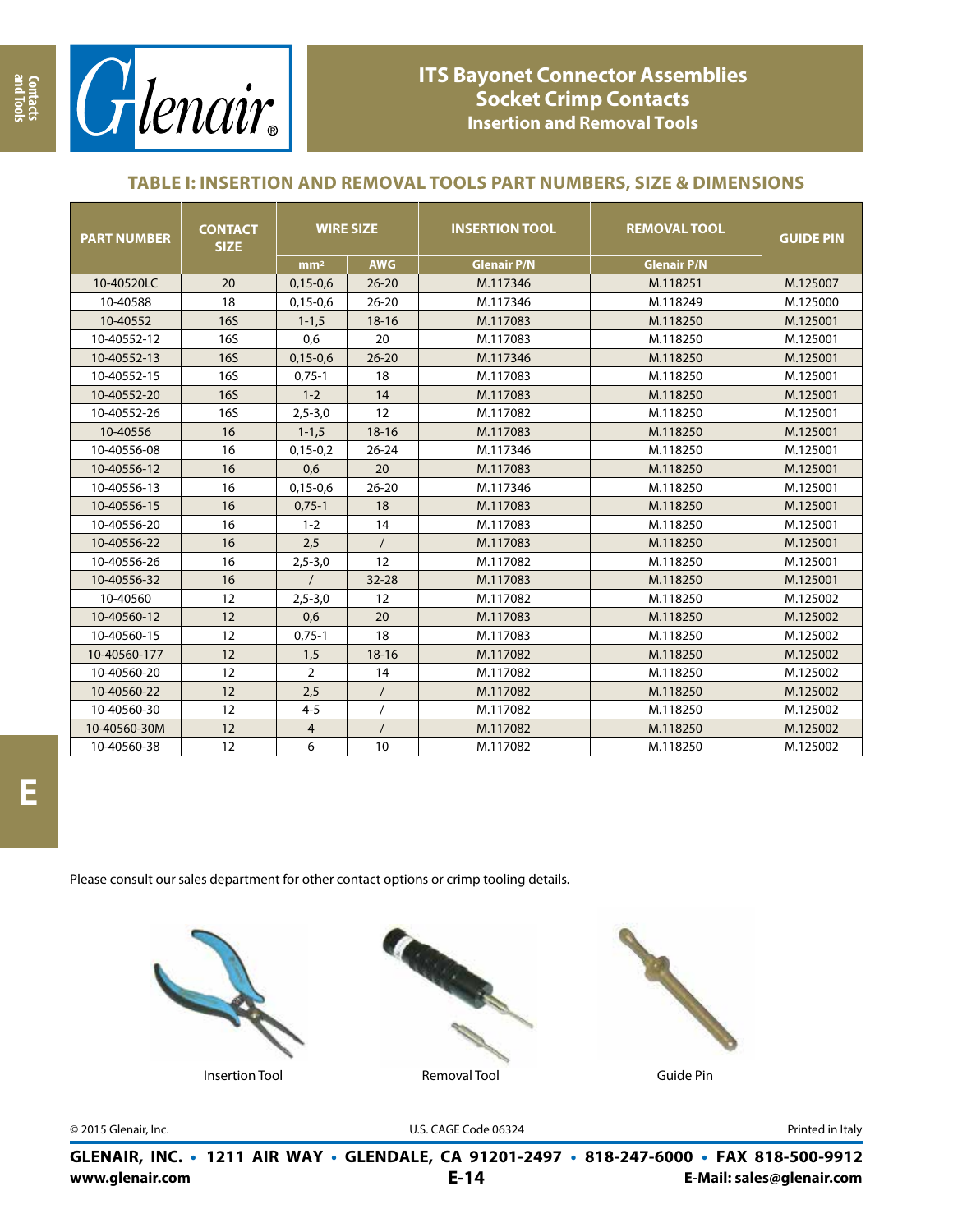# ITS Bayonet Connector Assemblies
## Socket Crimp Contacts
### Insertion and Removal Tools

## TABLE I: INSERTION AND REMOVAL TOOLS PART NUMBERS, SIZE & DIMENSIONS

| PART NUMBER | CONTACT SIZE | WIRE SIZE | | INSERTION TOOL | REMOVAL TOOL | GUIDE PIN |
|---|---|---|---|---|---|---|
| | | mm² | AWG | Glenair P/N | Glenair P/N | |
| 10-40520LC | 20 | 0,15-0,6 | 26-20 | M.117346 | M.118251 | M.125007 |
| 10-40588 | 18 | 0,15-0,6 | 26-20 | M.117346 | M.118249 | M.125000 |
| 10-40552 | 16S | 1-1,5 | 18-16 | M.117083 | M.118250 | M.125001 |
| 10-40552-12 | 16S | 0,6 | 20 | M.117083 | M.118250 | M.125001 |
| 10-40552-13 | 16S | 0,15-0,6 | 26-20 | M.117346 | M.118250 | M.125001 |
| 10-40552-15 | 16S | 0,75-1 | 18 | M.117083 | M.118250 | M.125001 |
| 10-40552-20 | 16S | 1-2 | 14 | M.117083 | M.118250 | M.125001 |
| 10-40552-26 | 16S | 2,5-3,0 | 12 | M.117082 | M.118250 | M.125001 |
| 10-40556 | 16 | 1-1,5 | 18-16 | M.117083 | M.118250 | M.125001 |
| 10-40556-08 | 16 | 0,15-0,2 | 26-24 | M.117346 | M.118250 | M.125001 |
| 10-40556-12 | 16 | 0,6 | 20 | M.117083 | M.118250 | M.125001 |
| 10-40556-13 | 16 | 0,15-0,6 | 26-20 | M.117346 | M.118250 | M.125001 |
| 10-40556-15 | 16 | 0,75-1 | 18 | M.117083 | M.118250 | M.125001 |
| 10-40556-20 | 16 | 1-2 | 14 | M.117083 | M.118250 | M.125001 |
| 10-40556-22 | 16 | 2,5 | / | M.117083 | M.118250 | M.125001 |
| 10-40556-26 | 16 | 2,5-3,0 | 12 | M.117082 | M.118250 | M.125001 |
| 10-40556-32 | 16 | / | 32-28 | M.117083 | M.118250 | M.125001 |
| 10-40560 | 12 | 2,5-3,0 | 12 | M.117082 | M.118250 | M.125002 |
| 10-40560-12 | 12 | 0,6 | 20 | M.117083 | M.118250 | M.125002 |
| 10-40560-15 | 12 | 0,75-1 | 18 | M.117083 | M.118250 | M.125002 |
| 10-40560-177 | 12 | 1,5 | 18-16 | M.117082 | M.118250 | M.125002 |
| 10-40560-20 | 12 | 2 | 14 | M.117082 | M.118250 | M.125002 |
| 10-40560-22 | 12 | 2,5 | / | M.117082 | M.118250 | M.125002 |
| 10-40560-30 | 12 | 4-5 | / | M.117082 | M.118250 | M.125002 |
| 10-40560-30M | 12 | 4 | / | M.117082 | M.118250 | M.125002 |
| 10-40560-38 | 12 | 6 | 10 | M.117082 | M.118250 | M.125002 |

Please consult our sales department for other contact options or crimp tooling details.

Insertion Tool

Removal Tool

Guide Pin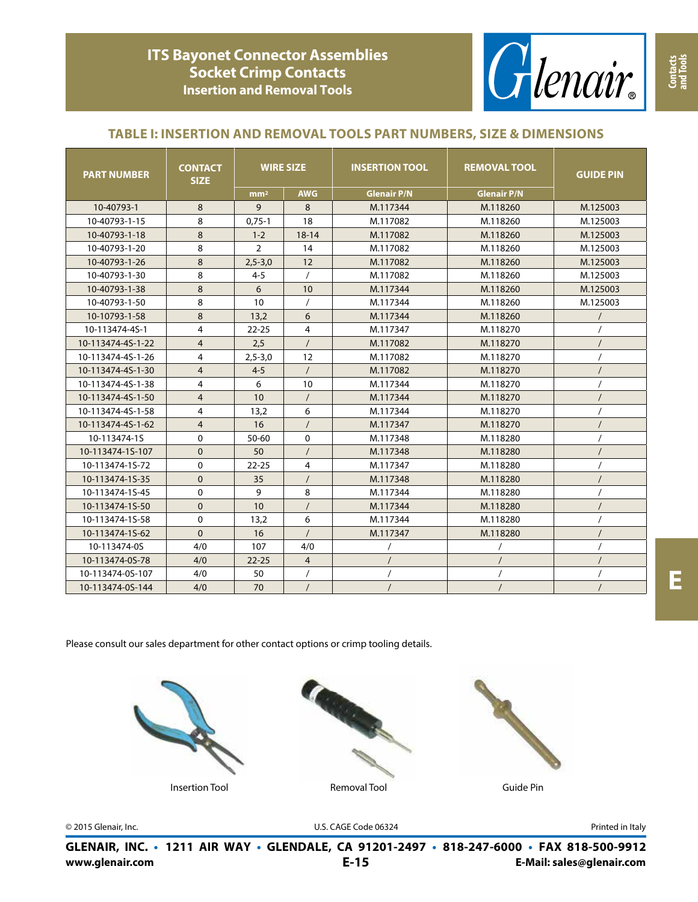# ITS Bayonet Connector Assemblies
## Socket Crimp Contacts
### Insertion and Removal Tools

## TABLE I: INSERTION AND REMOVAL TOOLS PART NUMBERS, SIZE & DIMENSIONS

| PART NUMBER | CONTACT SIZE | WIRE SIZE | | INSERTION TOOL | REMOVAL TOOL | GUIDE PIN |
|---|---|---|---|---|---|---|
| | | mm² | AWG | Glenair P/N | Glenair P/N | |
| 10-40793-1 | 8 | 9 | 8 | M.117344 | M.118260 | M.125003 |
| 10-40793-1-15 | 8 | 0,75-1 | 18 | M.117082 | M.118260 | M.125003 |
| 10-40793-1-18 | 8 | 1-2 | 18-14 | M.117082 | M.118260 | M.125003 |
| 10-40793-1-20 | 8 | 2 | 14 | M.117082 | M.118260 | M.125003 |
| 10-40793-1-26 | 8 | 2,5-3,0 | 12 | M.117082 | M.118260 | M.125003 |
| 10-40793-1-30 | 8 | 4-5 | / | M.117082 | M.118260 | M.125003 |
| 10-40793-1-38 | 8 | 6 | 10 | M.117344 | M.118260 | M.125003 |
| 10-40793-1-50 | 8 | 10 | / | M.117344 | M.118260 | M.125003 |
| 10-10793-1-58 | 8 | 13,2 | 6 | M.117344 | M.118260 | / |
| 10-113474-4S-1 | 4 | 22-25 | 4 | M.117347 | M.118270 | / |
| 10-113474-4S-1-22 | 4 | 2,5 | / | M.117082 | M.118270 | / |
| 10-113474-4S-1-26 | 4 | 2,5-3,0 | 12 | M.117082 | M.118270 | / |
| 10-113474-4S-1-30 | 4 | 4-5 | / | M.117082 | M.118270 | / |
| 10-113474-4S-1-38 | 4 | 6 | 10 | M.117344 | M.118270 | / |
| 10-113474-4S-1-50 | 4 | 10 | / | M.117344 | M.118270 | / |
| 10-113474-4S-1-58 | 4 | 13,2 | 6 | M.117344 | M.118270 | / |
| 10-113474-4S-1-62 | 4 | 16 | / | M.117347 | M.118270 | / |
| 10-113474-1S | 0 | 50-60 | 0 | M.117348 | M.118280 | / |
| 10-113474-1S-107 | 0 | 50 | / | M.117348 | M.118280 | / |
| 10-113474-1S-72 | 0 | 22-25 | 4 | M.117347 | M.118280 | / |
| 10-113474-1S-35 | 0 | 35 | / | M.117348 | M.118280 | / |
| 10-113474-1S-45 | 0 | 9 | 8 | M.117344 | M.118280 | / |
| 10-113474-1S-50 | 0 | 10 | / | M.117344 | M.118280 | / |
| 10-113474-1S-58 | 0 | 13,2 | 6 | M.117344 | M.118280 | / |
| 10-113474-1S-62 | 0 | 16 | / | M.117347 | M.118280 | / |
| 10-113474-0S | 4/0 | 107 | 4/0 | / | / | / |
| 10-113474-0S-78 | 4/0 | 22-25 | 4 | / | / | / |
| 10-113474-0S-107 | 4/0 | 50 | / | / | / | / |
| 10-113474-0S-144 | 4/0 | 70 | / | / | / | / |

Please consult our sales department for other contact options or crimp tooling details.

Insertion Tool

Removal Tool

Guide Pin